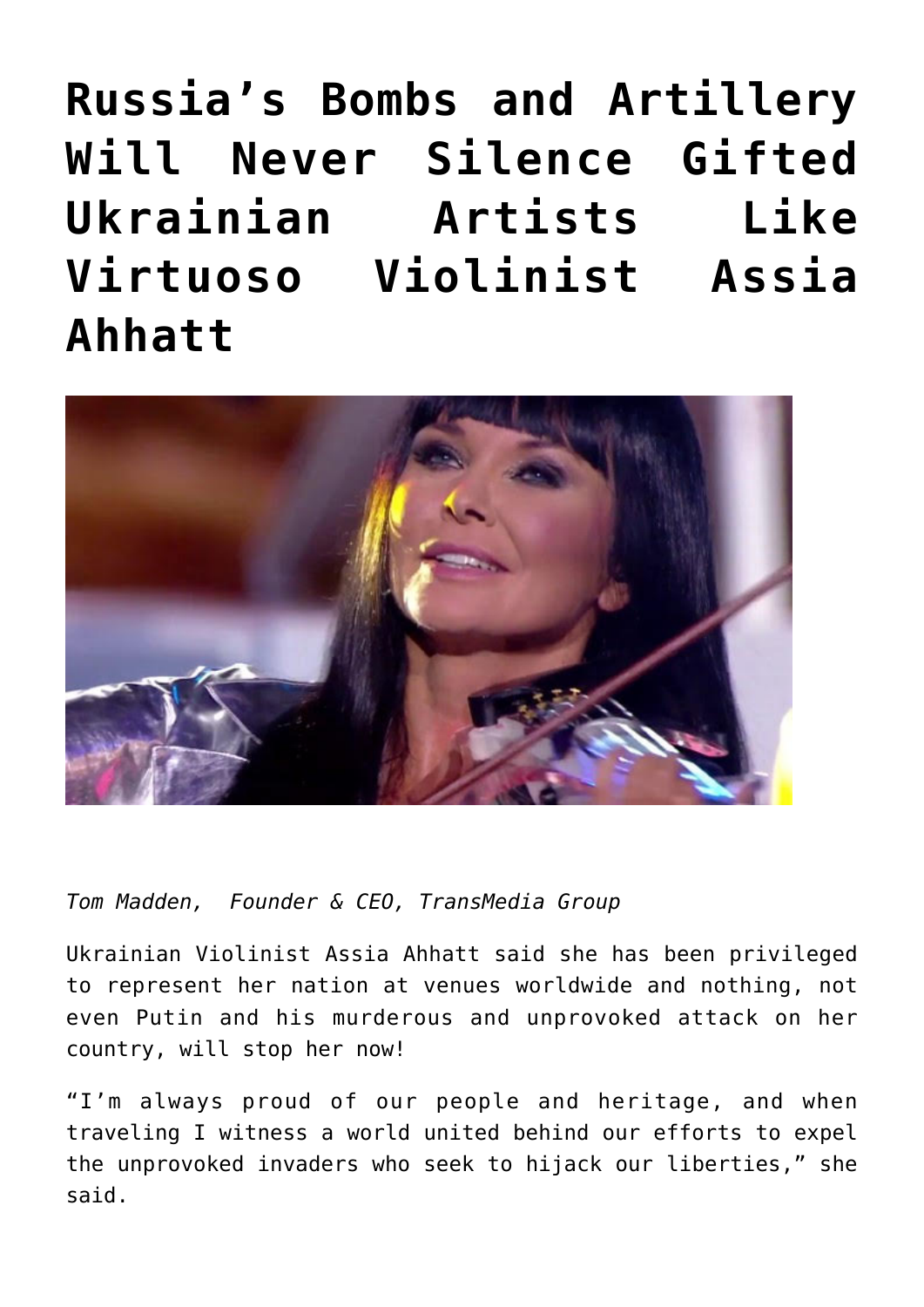# Russia's Bombs and Artillery Will Never Silence Gifted Ukrainian Artists Like Virtuoso Violinist Assia Ahhatt

*Tom Madden, Founder & CEO, TransMedia Group*

Ukrainian Violinist Assia Ahhatt said she has been privileged to represent her nation at venues worldwide and nothing, not even Putin and his murderous and unprovoked attack on her country, will stop her now!

"I'm always proud of our people and heritage, and when traveling I witness a world united behind our efforts to expel the unprovoked invaders who seek to hijack our liberties," she said.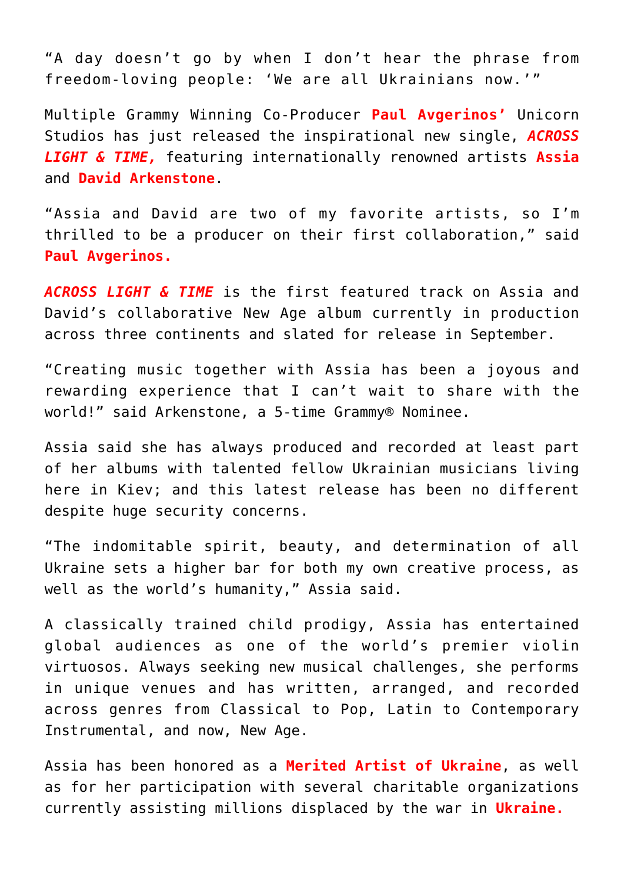"A day doesn't go by when I don't hear the phrase from freedom-loving people: 'We are all Ukrainians now.'"

Multiple Grammy Winning Co-Producer **Paul Avgerinos'** Unicorn Studios has just released the inspirational new single, ***ACROSS LIGHT & TIME,*** featuring internationally renowned artists **Assia** and **David Arkenstone**.

"Assia and David are two of my favorite artists, so I'm thrilled to be a producer on their first collaboration," said **Paul Avgerinos.**

***ACROSS LIGHT & TIME*** is the first featured track on Assia and David's collaborative New Age album currently in production across three continents and slated for release in September.

"Creating music together with Assia has been a joyous and rewarding experience that I can't wait to share with the world!" said Arkenstone, a 5-time Grammy® Nominee.

Assia said she has always produced and recorded at least part of her albums with talented fellow Ukrainian musicians living here in Kiev; and this latest release has been no different despite huge security concerns.

"The indomitable spirit, beauty, and determination of all Ukraine sets a higher bar for both my own creative process, as well as the world's humanity," Assia said.

A classically trained child prodigy, Assia has entertained global audiences as one of the world's premier violin virtuosos. Always seeking new musical challenges, she performs in unique venues and has written, arranged, and recorded across genres from Classical to Pop, Latin to Contemporary Instrumental, and now, New Age.

Assia has been honored as a **Merited Artist of Ukraine**, as well as for her participation with several charitable organizations currently assisting millions displaced by the war in **Ukraine.**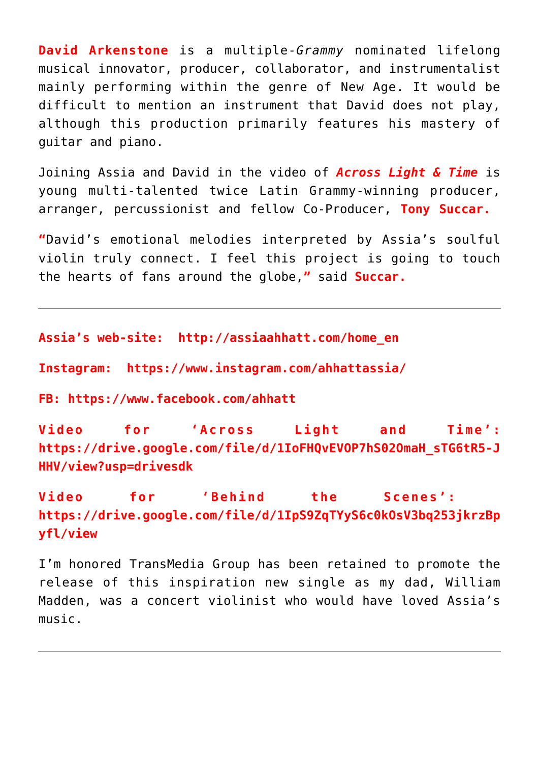**David Arkenstone** is a multiple-*Grammy* nominated lifelong musical innovator, producer, collaborator, and instrumentalist mainly performing within the genre of New Age. It would be difficult to mention an instrument that David does not play, although this production primarily features his mastery of guitar and piano.

Joining Assia and David in the video of ***Across Light & Time*** is young multi-talented twice Latin Grammy-winning producer, arranger, percussionist and fellow Co-Producer, **Tony Succar.**

**"**David's emotional melodies interpreted by Assia's soulful violin truly connect. I feel this project is going to touch the hearts of fans around the globe,**"** said **Succar.**

---

**Assia's web-site: http://assiaahhatt.com/home_en**

**Instagram: https://www.instagram.com/ahhattassia/**

**FB: https://www.facebook.com/ahhatt**

**Video for 'Across Light and Time': https://drive.google.com/file/d/1IoFHQvEVOP7hS02OmaH_sTG6tR5-JHHV/view?usp=drivesdk**

**Video for 'Behind the Scenes': https://drive.google.com/file/d/1IpS9ZqTYyS6c0kOsV3bq253jkrzBpyfl/view**

I'm honored TransMedia Group has been retained to promote the release of this inspiration new single as my dad, William Madden, was a concert violinist who would have loved Assia's music.

---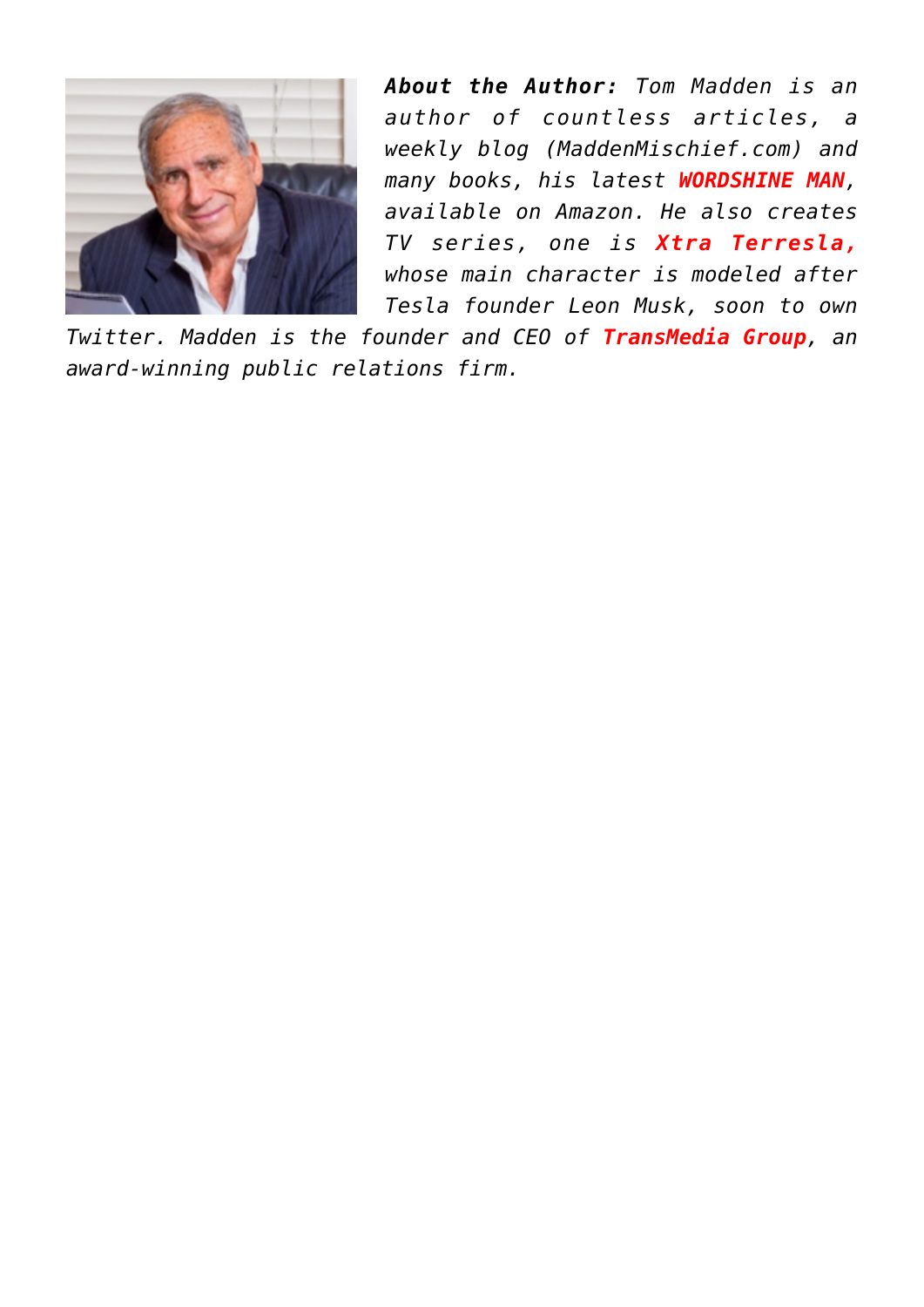***About the Author:** Tom Madden is an author of countless articles, a weekly blog (MaddenMischief.com) and many books, his latest **WORDSHINE MAN**, available on Amazon. He also creates TV series, one is **Xtra Terresla,** whose main character is modeled after Tesla founder Leon Musk, soon to own Twitter. Madden is the founder and CEO of **TransMedia Group**, an award-winning public relations firm.*